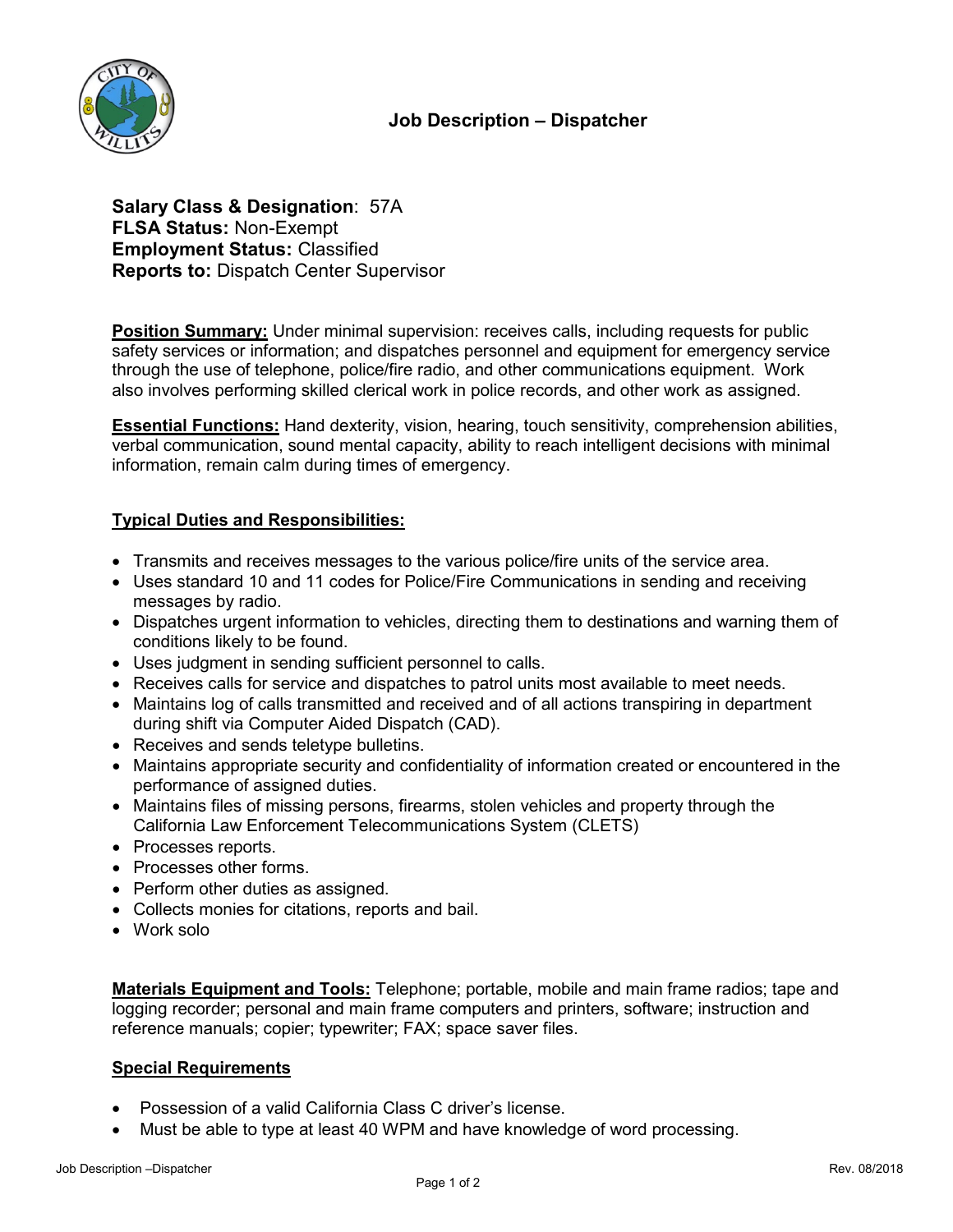# Job Description – Dispatcher

**Salary Class & Designation**: 57A
**FLSA Status:** Non-Exempt
**Employment Status:** Classified
**Reports to:** Dispatch Center Supervisor

**Position Summary:** Under minimal supervision: receives calls, including requests for public safety services or information; and dispatches personnel and equipment for emergency service through the use of telephone, police/fire radio, and other communications equipment. Work also involves performing skilled clerical work in police records, and other work as assigned.

**Essential Functions:** Hand dexterity, vision, hearing, touch sensitivity, comprehension abilities, verbal communication, sound mental capacity, ability to reach intelligent decisions with minimal information, remain calm during times of emergency.

## Typical Duties and Responsibilities:

- Transmits and receives messages to the various police/fire units of the service area.
- Uses standard 10 and 11 codes for Police/Fire Communications in sending and receiving messages by radio.
- Dispatches urgent information to vehicles, directing them to destinations and warning them of conditions likely to be found.
- Uses judgment in sending sufficient personnel to calls.
- Receives calls for service and dispatches to patrol units most available to meet needs.
- Maintains log of calls transmitted and received and of all actions transpiring in department during shift via Computer Aided Dispatch (CAD).
- Receives and sends teletype bulletins.
- Maintains appropriate security and confidentiality of information created or encountered in the performance of assigned duties.
- Maintains files of missing persons, firearms, stolen vehicles and property through the California Law Enforcement Telecommunications System (CLETS)
- Processes reports.
- Processes other forms.
- Perform other duties as assigned.
- Collects monies for citations, reports and bail.
- Work solo

**Materials Equipment and Tools:** Telephone; portable, mobile and main frame radios; tape and logging recorder; personal and main frame computers and printers, software; instruction and reference manuals; copier; typewriter; FAX; space saver files.

## Special Requirements

- Possession of a valid California Class C driver's license.
- Must be able to type at least 40 WPM and have knowledge of word processing.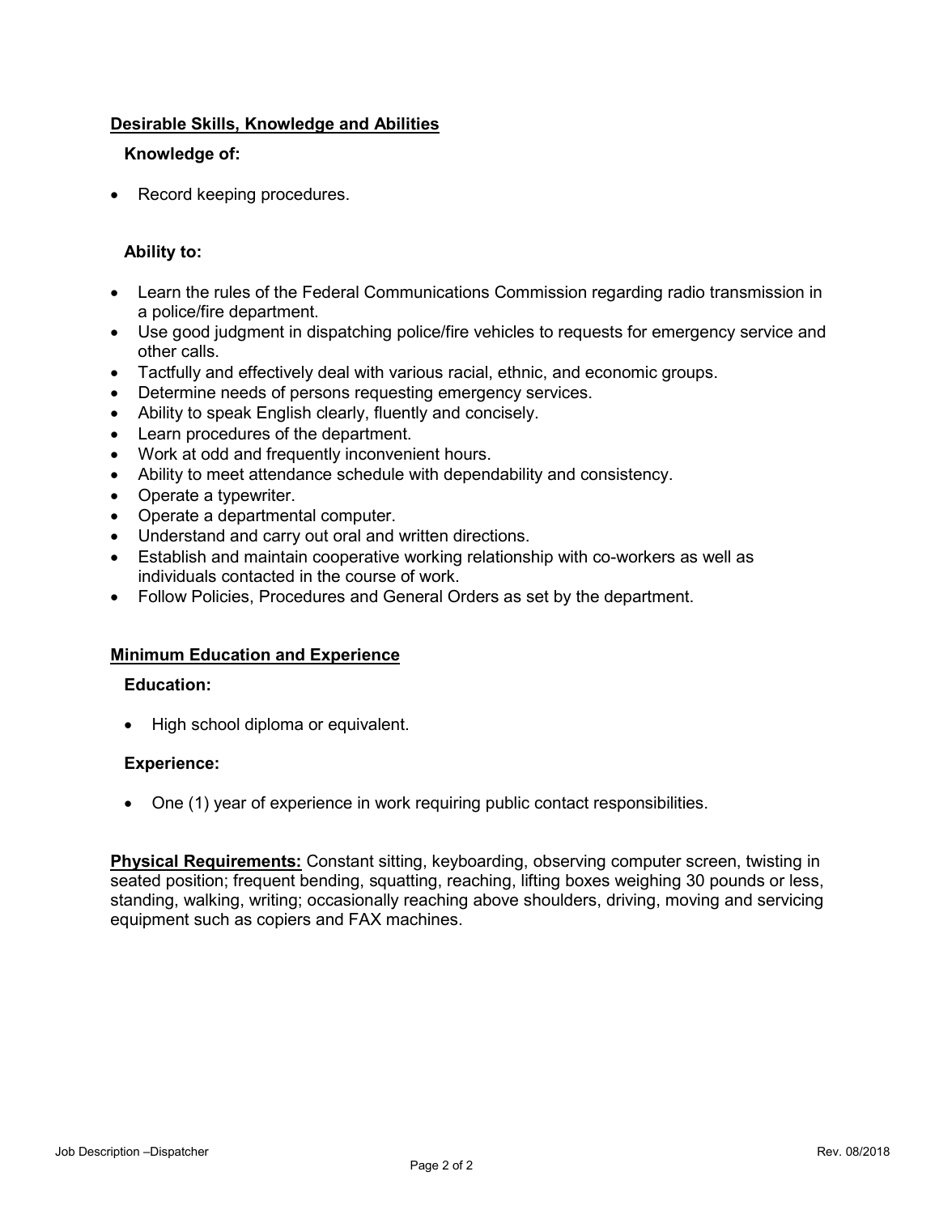## Desirable Skills, Knowledge and Abilities

### Knowledge of:

- Record keeping procedures.

### Ability to:

- Learn the rules of the Federal Communications Commission regarding radio transmission in a police/fire department.
- Use good judgment in dispatching police/fire vehicles to requests for emergency service and other calls.
- Tactfully and effectively deal with various racial, ethnic, and economic groups.
- Determine needs of persons requesting emergency services.
- Ability to speak English clearly, fluently and concisely.
- Learn procedures of the department.
- Work at odd and frequently inconvenient hours.
- Ability to meet attendance schedule with dependability and consistency.
- Operate a typewriter.
- Operate a departmental computer.
- Understand and carry out oral and written directions.
- Establish and maintain cooperative working relationship with co-workers as well as individuals contacted in the course of work.
- Follow Policies, Procedures and General Orders as set by the department.

## Minimum Education and Experience

### Education:

- High school diploma or equivalent.

### Experience:

- One (1) year of experience in work requiring public contact responsibilities.

**Physical Requirements:** Constant sitting, keyboarding, observing computer screen, twisting in seated position; frequent bending, squatting, reaching, lifting boxes weighing 30 pounds or less, standing, walking, writing; occasionally reaching above shoulders, driving, moving and servicing equipment such as copiers and FAX machines.